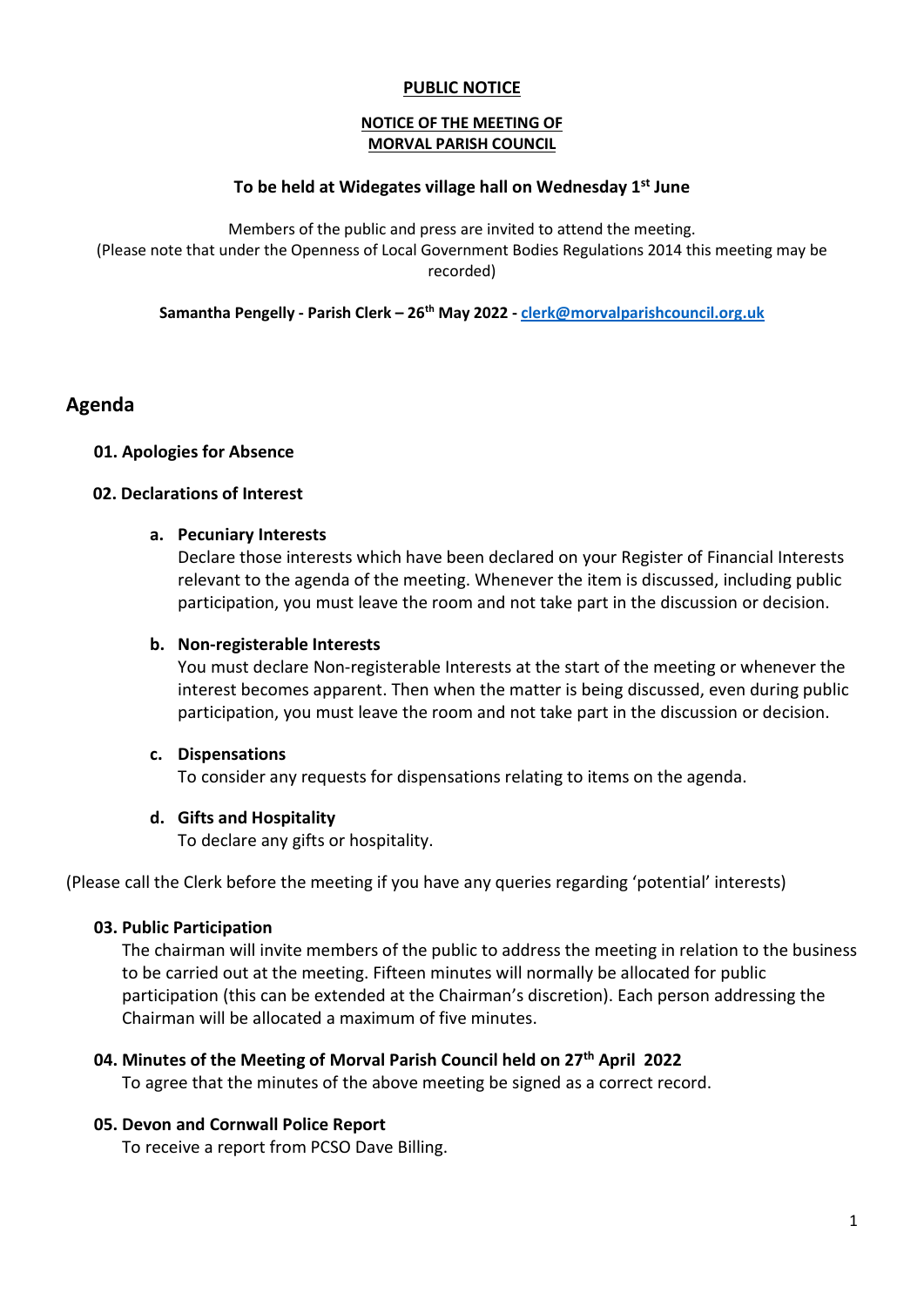**PUBLIC NOTICE**

**NOTICE OF THE MEETING OF**
**MORVAL PARISH COUNCIL**

**To be held at Widegates village hall on Wednesday 1st June**

Members of the public and press are invited to attend the meeting.
(Please note that under the Openness of Local Government Bodies Regulations 2014 this meeting may be recorded)

**Samantha Pengelly - Parish Clerk – 26th May 2022 - clerk@morvalparishcouncil.org.uk**

## Agenda

### 01. Apologies for Absence

### 02. Declarations of Interest

a. **Pecuniary Interests**
Declare those interests which have been declared on your Register of Financial Interests relevant to the agenda of the meeting. Whenever the item is discussed, including public participation, you must leave the room and not take part in the discussion or decision.

b. **Non-registerable Interests**
You must declare Non-registerable Interests at the start of the meeting or whenever the interest becomes apparent. Then when the matter is being discussed, even during public participation, you must leave the room and not take part in the discussion or decision.

c. **Dispensations**
To consider any requests for dispensations relating to items on the agenda.

d. **Gifts and Hospitality**
To declare any gifts or hospitality.

(Please call the Clerk before the meeting if you have any queries regarding 'potential' interests)

### 03. Public Participation

The chairman will invite members of the public to address the meeting in relation to the business to be carried out at the meeting. Fifteen minutes will normally be allocated for public participation (this can be extended at the Chairman's discretion). Each person addressing the Chairman will be allocated a maximum of five minutes.

### 04. Minutes of the Meeting of Morval Parish Council held on 27th April 2022

To agree that the minutes of the above meeting be signed as a correct record.

### 05. Devon and Cornwall Police Report

To receive a report from PCSO Dave Billing.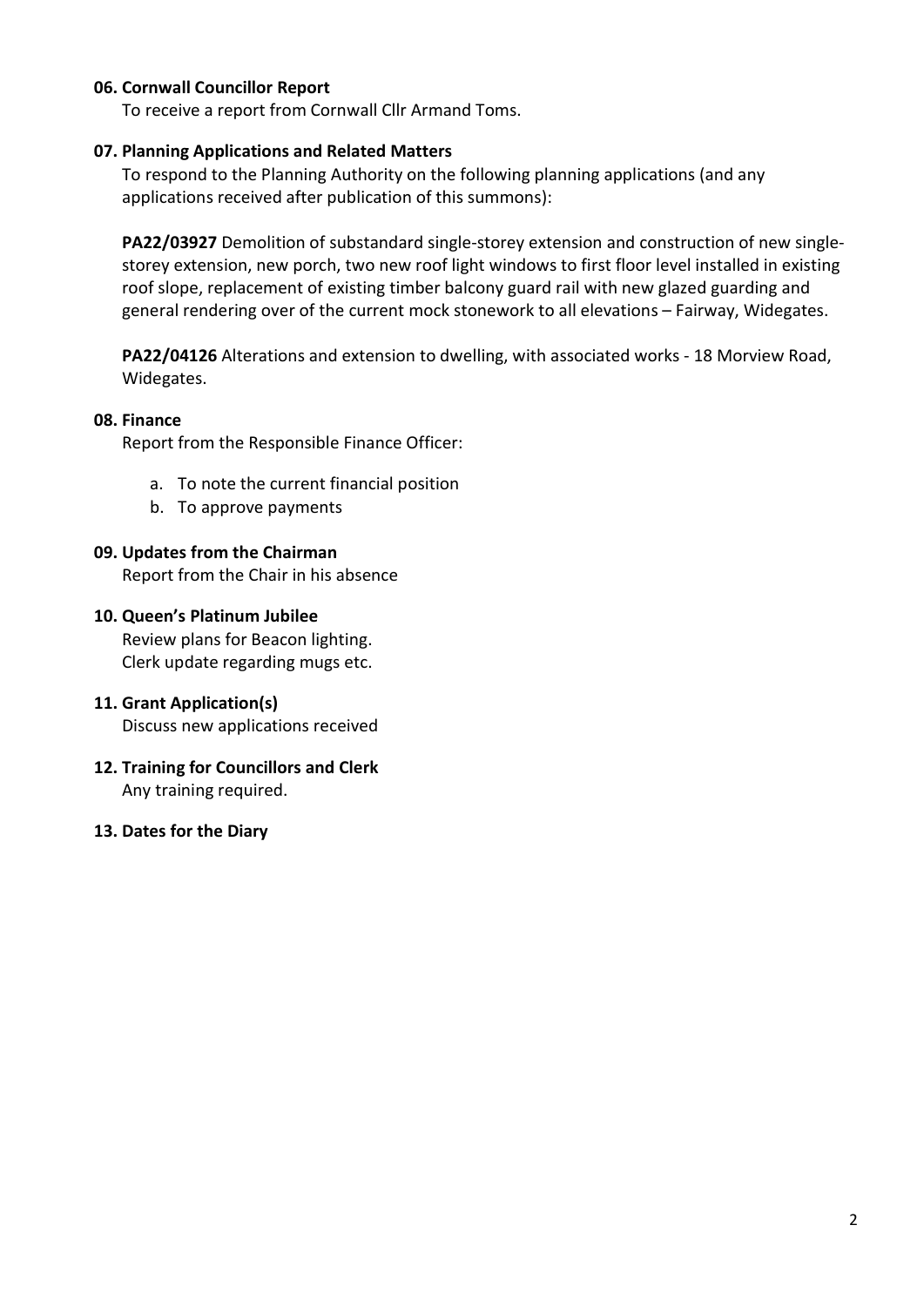**06. Cornwall Councillor Report**

To receive a report from Cornwall Cllr Armand Toms.

**07. Planning Applications and Related Matters**

To respond to the Planning Authority on the following planning applications (and any applications received after publication of this summons):

**PA22/03927** Demolition of substandard single-storey extension and construction of new single-storey extension, new porch, two new roof light windows to first floor level installed in existing roof slope, replacement of existing timber balcony guard rail with new glazed guarding and general rendering over of the current mock stonework to all elevations – Fairway, Widegates.

**PA22/04126** Alterations and extension to dwelling, with associated works - 18 Morview Road, Widegates.

**08. Finance**

Report from the Responsible Finance Officer:

a. To note the current financial position
b. To approve payments

**09. Updates from the Chairman**

Report from the Chair in his absence

**10. Queen's Platinum Jubilee**

Review plans for Beacon lighting.
Clerk update regarding mugs etc.

**11. Grant Application(s)**

Discuss new applications received

**12. Training for Councillors and Clerk**

Any training required.

**13. Dates for the Diary**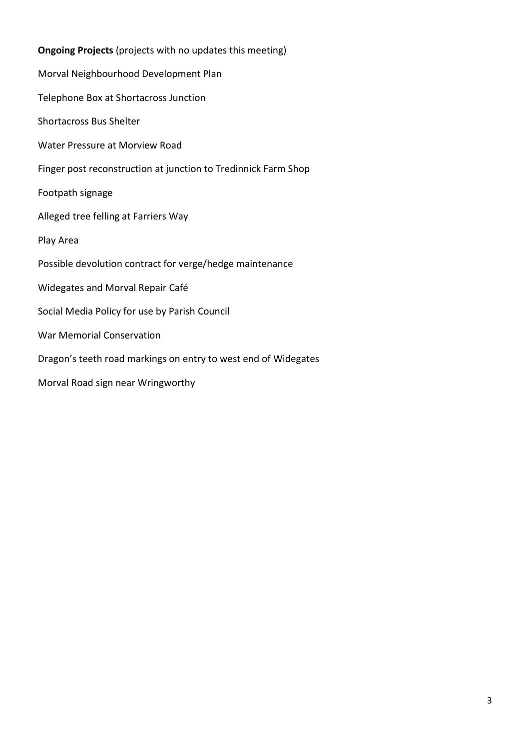**Ongoing Projects** (projects with no updates this meeting)

Morval Neighbourhood Development Plan

Telephone Box at Shortacross Junction

Shortacross Bus Shelter

Water Pressure at Morview Road

Finger post reconstruction at junction to Tredinnick Farm Shop

Footpath signage

Alleged tree felling at Farriers Way

Play Area

Possible devolution contract for verge/hedge maintenance

Widegates and Morval Repair Café

Social Media Policy for use by Parish Council

War Memorial Conservation

Dragon's teeth road markings on entry to west end of Widegates

Morval Road sign near Wringworthy